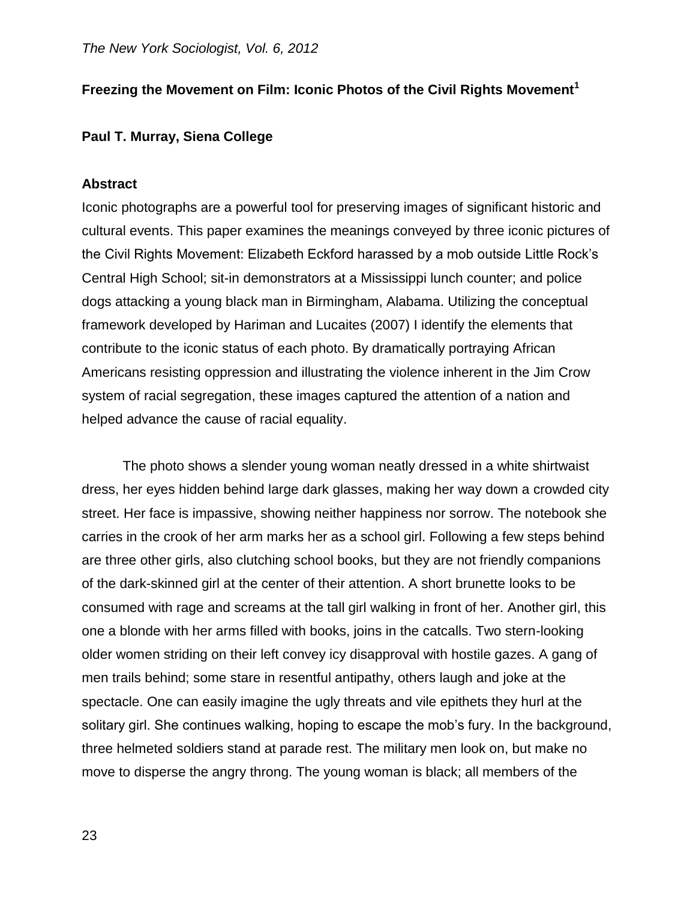# Freezing the Movement on Film: Iconic Photos of the Civil Rights Movement[1]

**Paul T. Murray, Siena College**

## Abstract

Iconic photographs are a powerful tool for preserving images of significant historic and cultural events. This paper examines the meanings conveyed by three iconic pictures of the Civil Rights Movement: Elizabeth Eckford harassed by a mob outside Little Rock's Central High School; sit-in demonstrators at a Mississippi lunch counter; and police dogs attacking a young black man in Birmingham, Alabama. Utilizing the conceptual framework developed by Hariman and Lucaites (2007) I identify the elements that contribute to the iconic status of each photo. By dramatically portraying African Americans resisting oppression and illustrating the violence inherent in the Jim Crow system of racial segregation, these images captured the attention of a nation and helped advance the cause of racial equality.

The photo shows a slender young woman neatly dressed in a white shirtwaist dress, her eyes hidden behind large dark glasses, making her way down a crowded city street. Her face is impassive, showing neither happiness nor sorrow. The notebook she carries in the crook of her arm marks her as a school girl. Following a few steps behind are three other girls, also clutching school books, but they are not friendly companions of the dark-skinned girl at the center of their attention. A short brunette looks to be consumed with rage and screams at the tall girl walking in front of her. Another girl, this one a blonde with her arms filled with books, joins in the catcalls. Two stern-looking older women striding on their left convey icy disapproval with hostile gazes. A gang of men trails behind; some stare in resentful antipathy, others laugh and joke at the spectacle. One can easily imagine the ugly threats and vile epithets they hurl at the solitary girl. She continues walking, hoping to escape the mob's fury. In the background, three helmeted soldiers stand at parade rest. The military men look on, but make no move to disperse the angry throng. The young woman is black; all members of the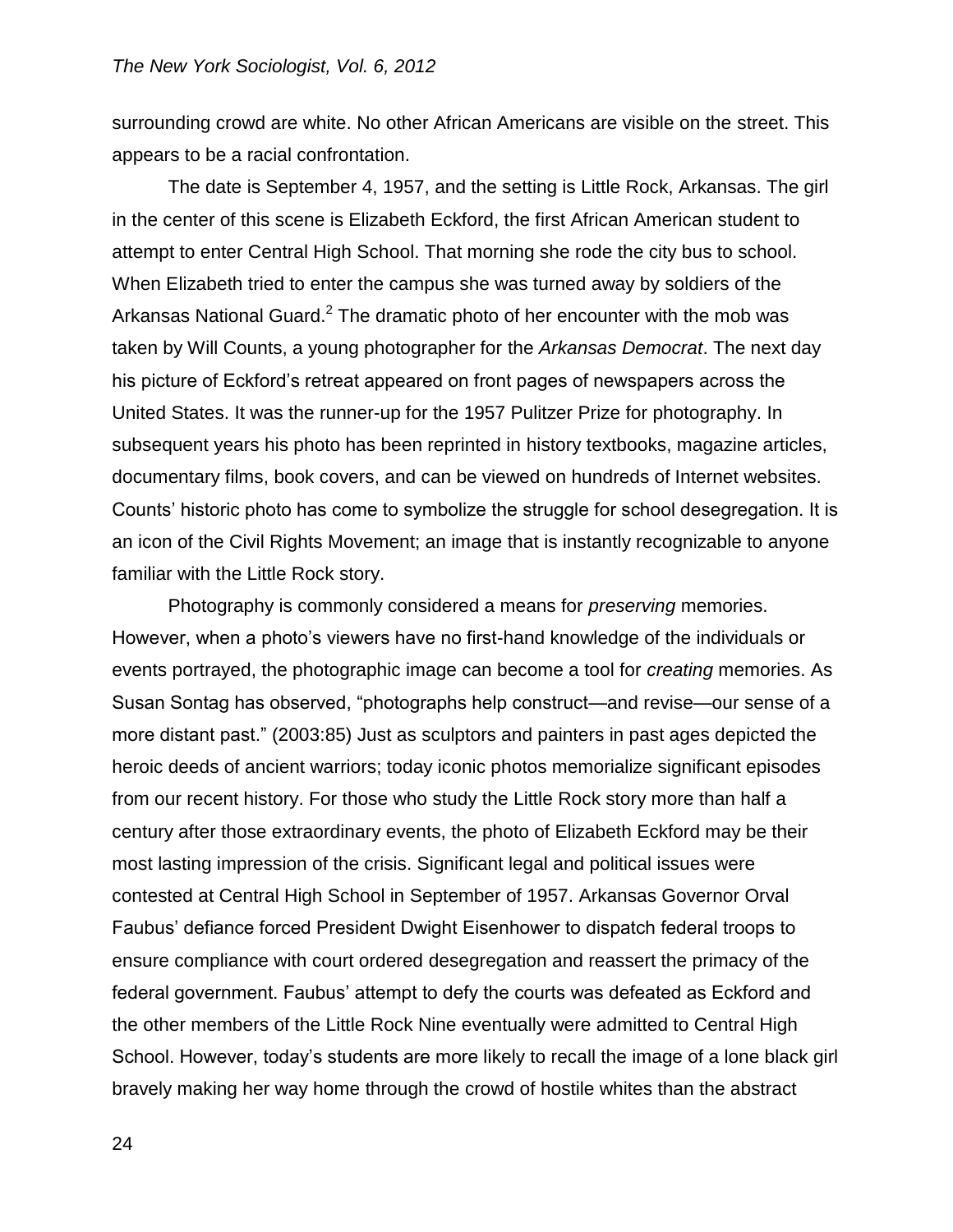surrounding crowd are white. No other African Americans are visible on the street. This appears to be a racial confrontation.

The date is September 4, 1957, and the setting is Little Rock, Arkansas. The girl in the center of this scene is Elizabeth Eckford, the first African American student to attempt to enter Central High School. That morning she rode the city bus to school. When Elizabeth tried to enter the campus she was turned away by soldiers of the Arkansas National Guard.[2] The dramatic photo of her encounter with the mob was taken by Will Counts, a young photographer for the *Arkansas Democrat*. The next day his picture of Eckford's retreat appeared on front pages of newspapers across the United States. It was the runner-up for the 1957 Pulitzer Prize for photography. In subsequent years his photo has been reprinted in history textbooks, magazine articles, documentary films, book covers, and can be viewed on hundreds of Internet websites. Counts' historic photo has come to symbolize the struggle for school desegregation. It is an icon of the Civil Rights Movement; an image that is instantly recognizable to anyone familiar with the Little Rock story.

Photography is commonly considered a means for *preserving* memories. However, when a photo's viewers have no first-hand knowledge of the individuals or events portrayed, the photographic image can become a tool for *creating* memories. As Susan Sontag has observed, "photographs help construct—and revise—our sense of a more distant past." (2003:85) Just as sculptors and painters in past ages depicted the heroic deeds of ancient warriors; today iconic photos memorialize significant episodes from our recent history. For those who study the Little Rock story more than half a century after those extraordinary events, the photo of Elizabeth Eckford may be their most lasting impression of the crisis. Significant legal and political issues were contested at Central High School in September of 1957. Arkansas Governor Orval Faubus' defiance forced President Dwight Eisenhower to dispatch federal troops to ensure compliance with court ordered desegregation and reassert the primacy of the federal government. Faubus' attempt to defy the courts was defeated as Eckford and the other members of the Little Rock Nine eventually were admitted to Central High School. However, today's students are more likely to recall the image of a lone black girl bravely making her way home through the crowd of hostile whites than the abstract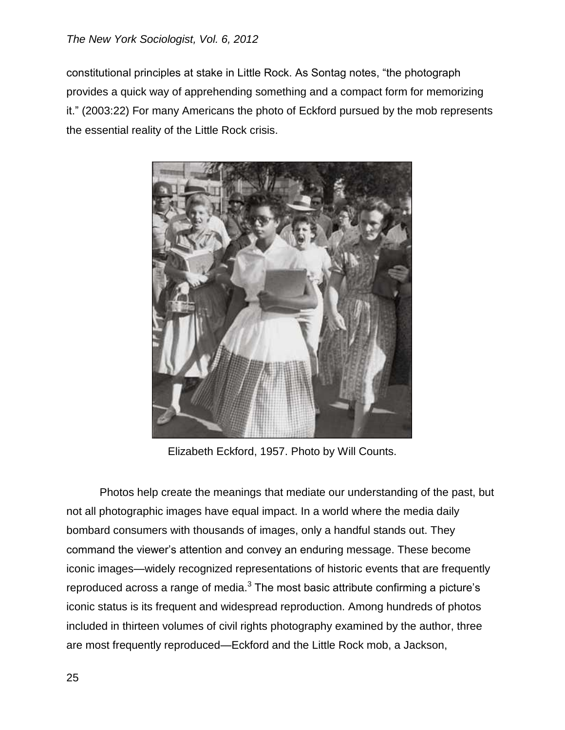constitutional principles at stake in Little Rock. As Sontag notes, "the photograph provides a quick way of apprehending something and a compact form for memorizing it." (2003:22) For many Americans the photo of Eckford pursued by the mob represents the essential reality of the Little Rock crisis.

Elizabeth Eckford, 1957. Photo by Will Counts.

Photos help create the meanings that mediate our understanding of the past, but not all photographic images have equal impact. In a world where the media daily bombard consumers with thousands of images, only a handful stands out. They command the viewer's attention and convey an enduring message. These become iconic images—widely recognized representations of historic events that are frequently reproduced across a range of media.[3] The most basic attribute confirming a picture's iconic status is its frequent and widespread reproduction. Among hundreds of photos included in thirteen volumes of civil rights photography examined by the author, three are most frequently reproduced—Eckford and the Little Rock mob, a Jackson,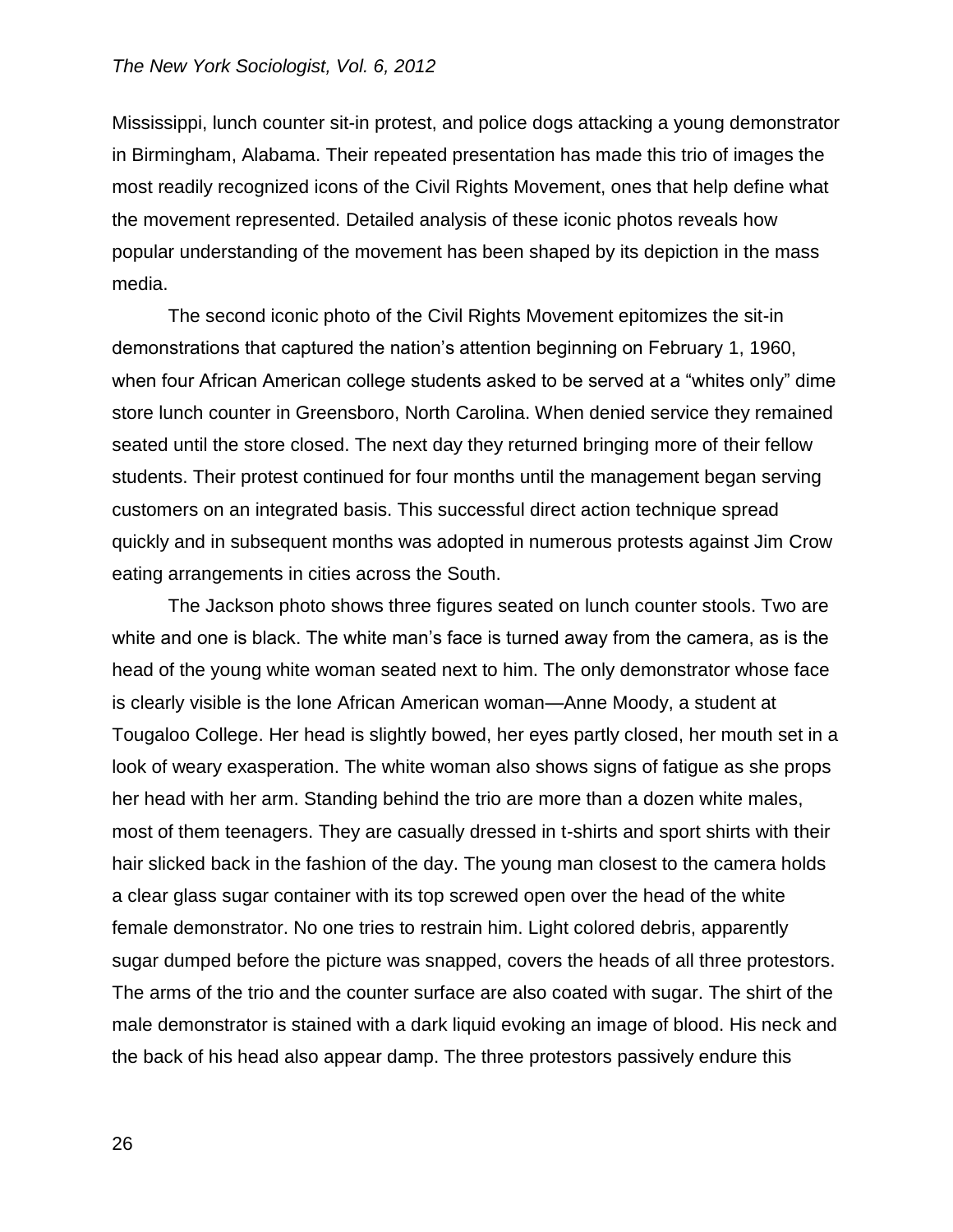Mississippi, lunch counter sit-in protest, and police dogs attacking a young demonstrator in Birmingham, Alabama. Their repeated presentation has made this trio of images the most readily recognized icons of the Civil Rights Movement, ones that help define what the movement represented. Detailed analysis of these iconic photos reveals how popular understanding of the movement has been shaped by its depiction in the mass media.

The second iconic photo of the Civil Rights Movement epitomizes the sit-in demonstrations that captured the nation's attention beginning on February 1, 1960, when four African American college students asked to be served at a "whites only" dime store lunch counter in Greensboro, North Carolina. When denied service they remained seated until the store closed. The next day they returned bringing more of their fellow students. Their protest continued for four months until the management began serving customers on an integrated basis. This successful direct action technique spread quickly and in subsequent months was adopted in numerous protests against Jim Crow eating arrangements in cities across the South.

The Jackson photo shows three figures seated on lunch counter stools. Two are white and one is black. The white man's face is turned away from the camera, as is the head of the young white woman seated next to him. The only demonstrator whose face is clearly visible is the lone African American woman—Anne Moody, a student at Tougaloo College. Her head is slightly bowed, her eyes partly closed, her mouth set in a look of weary exasperation. The white woman also shows signs of fatigue as she props her head with her arm. Standing behind the trio are more than a dozen white males, most of them teenagers. They are casually dressed in t-shirts and sport shirts with their hair slicked back in the fashion of the day. The young man closest to the camera holds a clear glass sugar container with its top screwed open over the head of the white female demonstrator. No one tries to restrain him. Light colored debris, apparently sugar dumped before the picture was snapped, covers the heads of all three protestors. The arms of the trio and the counter surface are also coated with sugar. The shirt of the male demonstrator is stained with a dark liquid evoking an image of blood. His neck and the back of his head also appear damp. The three protestors passively endure this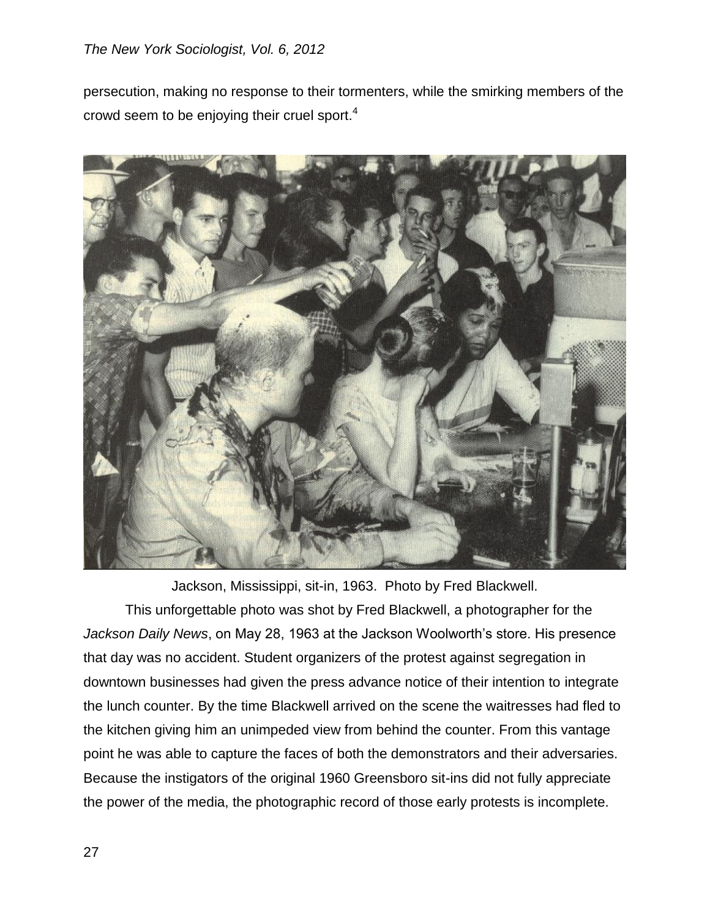persecution, making no response to their tormenters, while the smirking members of the crowd seem to be enjoying their cruel sport.[4]

Jackson, Mississippi, sit-in, 1963. Photo by Fred Blackwell.

This unforgettable photo was shot by Fred Blackwell, a photographer for the *Jackson Daily News*, on May 28, 1963 at the Jackson Woolworth's store. His presence that day was no accident. Student organizers of the protest against segregation in downtown businesses had given the press advance notice of their intention to integrate the lunch counter. By the time Blackwell arrived on the scene the waitresses had fled to the kitchen giving him an unimpeded view from behind the counter. From this vantage point he was able to capture the faces of both the demonstrators and their adversaries. Because the instigators of the original 1960 Greensboro sit-ins did not fully appreciate the power of the media, the photographic record of those early protests is incomplete.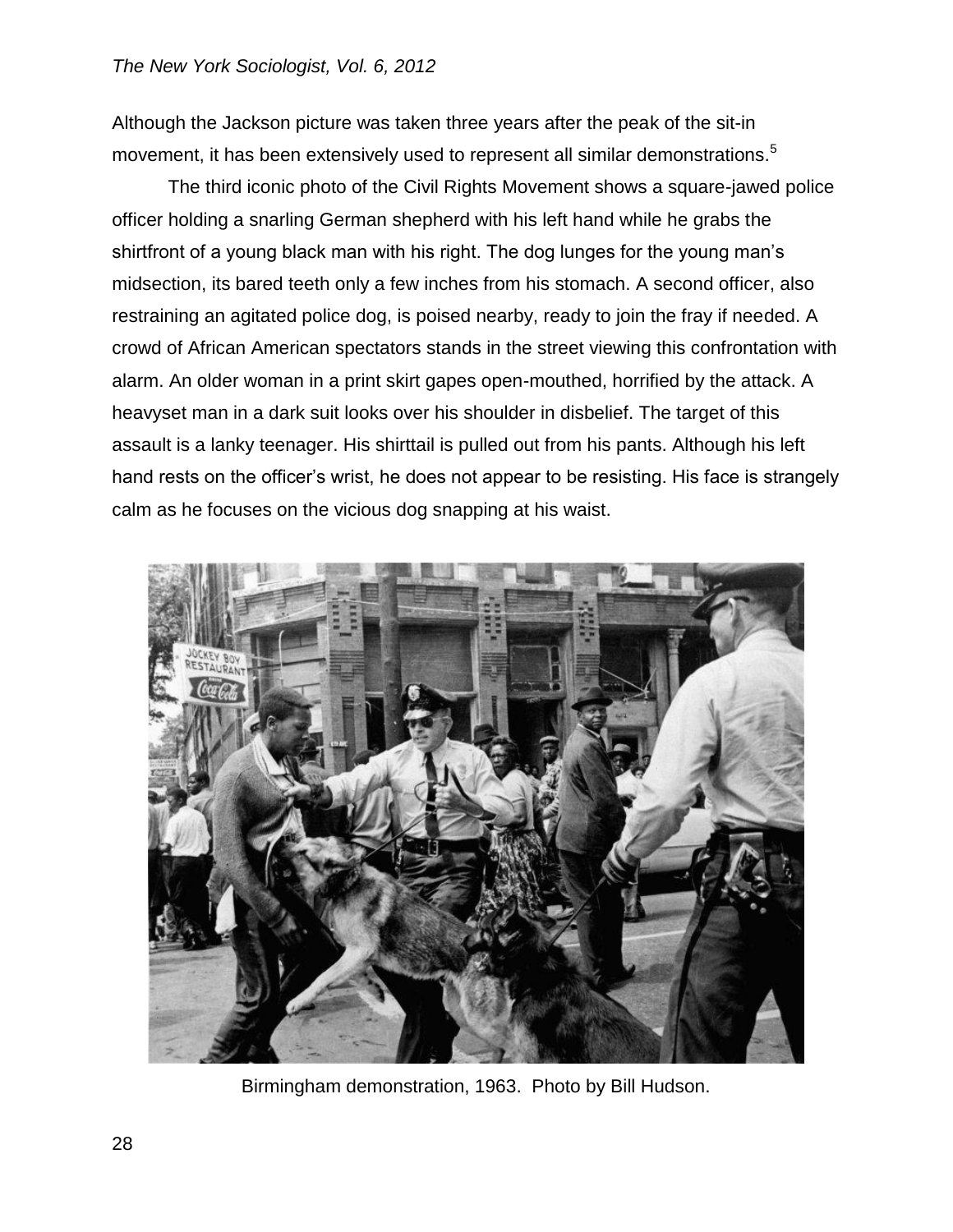Although the Jackson picture was taken three years after the peak of the sit-in movement, it has been extensively used to represent all similar demonstrations.[5]

The third iconic photo of the Civil Rights Movement shows a square-jawed police officer holding a snarling German shepherd with his left hand while he grabs the shirtfront of a young black man with his right. The dog lunges for the young man's midsection, its bared teeth only a few inches from his stomach. A second officer, also restraining an agitated police dog, is poised nearby, ready to join the fray if needed. A crowd of African American spectators stands in the street viewing this confrontation with alarm. An older woman in a print skirt gapes open-mouthed, horrified by the attack. A heavyset man in a dark suit looks over his shoulder in disbelief. The target of this assault is a lanky teenager. His shirttail is pulled out from his pants. Although his left hand rests on the officer's wrist, he does not appear to be resisting. His face is strangely calm as he focuses on the vicious dog snapping at his waist.

Birmingham demonstration, 1963. Photo by Bill Hudson.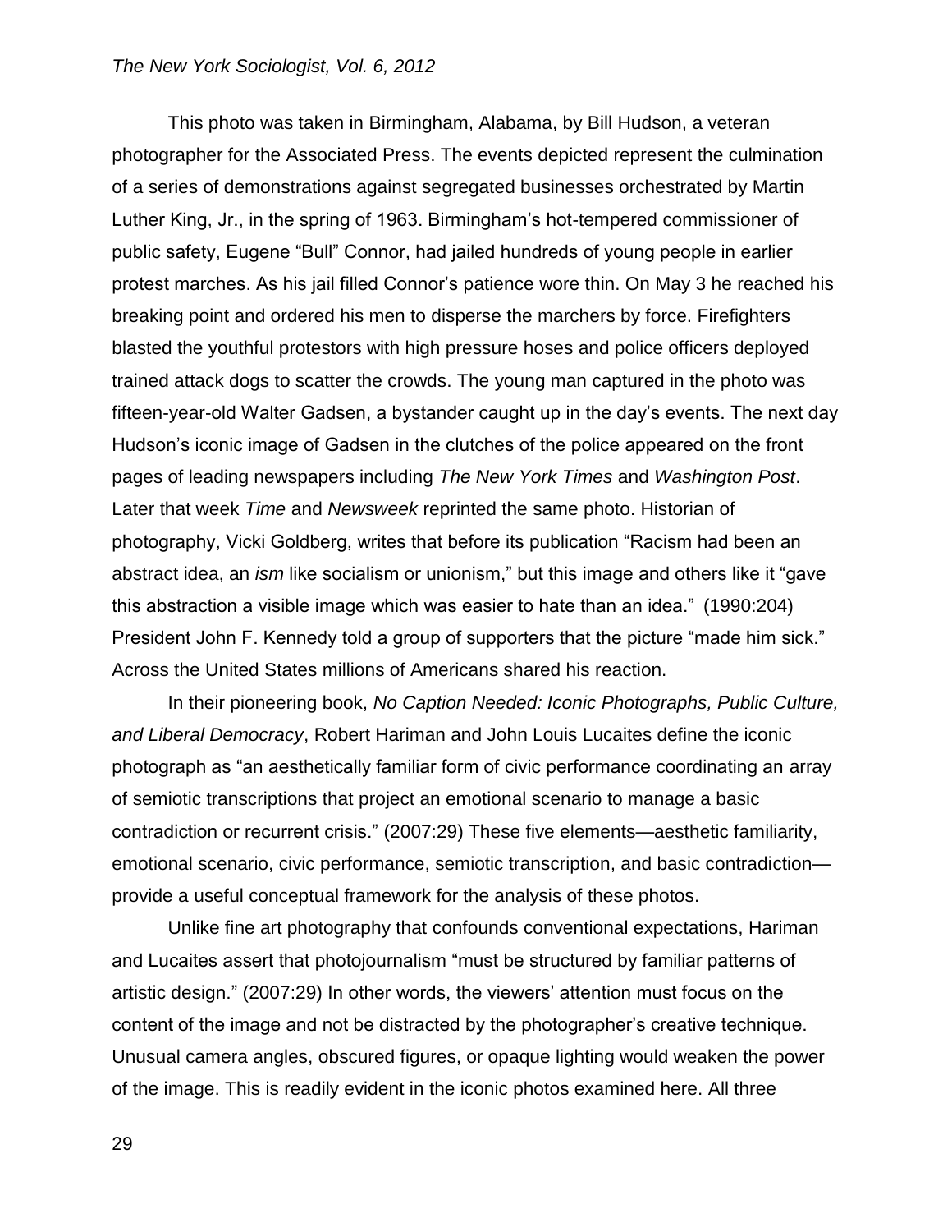This photo was taken in Birmingham, Alabama, by Bill Hudson, a veteran photographer for the Associated Press. The events depicted represent the culmination of a series of demonstrations against segregated businesses orchestrated by Martin Luther King, Jr., in the spring of 1963. Birmingham's hot-tempered commissioner of public safety, Eugene "Bull" Connor, had jailed hundreds of young people in earlier protest marches. As his jail filled Connor's patience wore thin. On May 3 he reached his breaking point and ordered his men to disperse the marchers by force. Firefighters blasted the youthful protestors with high pressure hoses and police officers deployed trained attack dogs to scatter the crowds. The young man captured in the photo was fifteen-year-old Walter Gadsen, a bystander caught up in the day's events. The next day Hudson's iconic image of Gadsen in the clutches of the police appeared on the front pages of leading newspapers including *The New York Times* and *Washington Post*. Later that week *Time* and *Newsweek* reprinted the same photo. Historian of photography, Vicki Goldberg, writes that before its publication "Racism had been an abstract idea, an *ism* like socialism or unionism," but this image and others like it "gave this abstraction a visible image which was easier to hate than an idea." (1990:204) President John F. Kennedy told a group of supporters that the picture "made him sick." Across the United States millions of Americans shared his reaction.

In their pioneering book, *No Caption Needed: Iconic Photographs, Public Culture, and Liberal Democracy*, Robert Hariman and John Louis Lucaites define the iconic photograph as "an aesthetically familiar form of civic performance coordinating an array of semiotic transcriptions that project an emotional scenario to manage a basic contradiction or recurrent crisis." (2007:29) These five elements—aesthetic familiarity, emotional scenario, civic performance, semiotic transcription, and basic contradiction—provide a useful conceptual framework for the analysis of these photos.

Unlike fine art photography that confounds conventional expectations, Hariman and Lucaites assert that photojournalism "must be structured by familiar patterns of artistic design." (2007:29) In other words, the viewers' attention must focus on the content of the image and not be distracted by the photographer's creative technique. Unusual camera angles, obscured figures, or opaque lighting would weaken the power of the image. This is readily evident in the iconic photos examined here. All three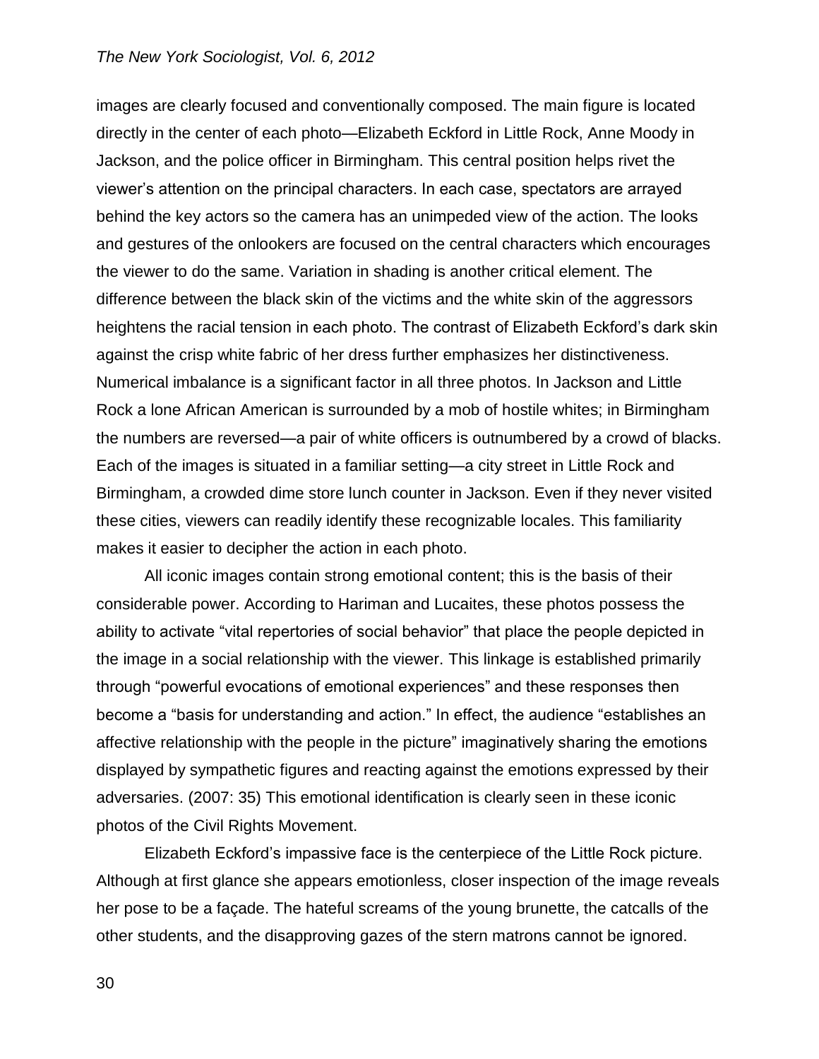images are clearly focused and conventionally composed. The main figure is located directly in the center of each photo—Elizabeth Eckford in Little Rock, Anne Moody in Jackson, and the police officer in Birmingham. This central position helps rivet the viewer's attention on the principal characters. In each case, spectators are arrayed behind the key actors so the camera has an unimpeded view of the action. The looks and gestures of the onlookers are focused on the central characters which encourages the viewer to do the same. Variation in shading is another critical element. The difference between the black skin of the victims and the white skin of the aggressors heightens the racial tension in each photo. The contrast of Elizabeth Eckford's dark skin against the crisp white fabric of her dress further emphasizes her distinctiveness. Numerical imbalance is a significant factor in all three photos. In Jackson and Little Rock a lone African American is surrounded by a mob of hostile whites; in Birmingham the numbers are reversed—a pair of white officers is outnumbered by a crowd of blacks. Each of the images is situated in a familiar setting—a city street in Little Rock and Birmingham, a crowded dime store lunch counter in Jackson. Even if they never visited these cities, viewers can readily identify these recognizable locales. This familiarity makes it easier to decipher the action in each photo.

All iconic images contain strong emotional content; this is the basis of their considerable power. According to Hariman and Lucaites, these photos possess the ability to activate "vital repertories of social behavior" that place the people depicted in the image in a social relationship with the viewer. This linkage is established primarily through "powerful evocations of emotional experiences" and these responses then become a "basis for understanding and action." In effect, the audience "establishes an affective relationship with the people in the picture" imaginatively sharing the emotions displayed by sympathetic figures and reacting against the emotions expressed by their adversaries. (2007: 35) This emotional identification is clearly seen in these iconic photos of the Civil Rights Movement.

Elizabeth Eckford's impassive face is the centerpiece of the Little Rock picture. Although at first glance she appears emotionless, closer inspection of the image reveals her pose to be a façade. The hateful screams of the young brunette, the catcalls of the other students, and the disapproving gazes of the stern matrons cannot be ignored.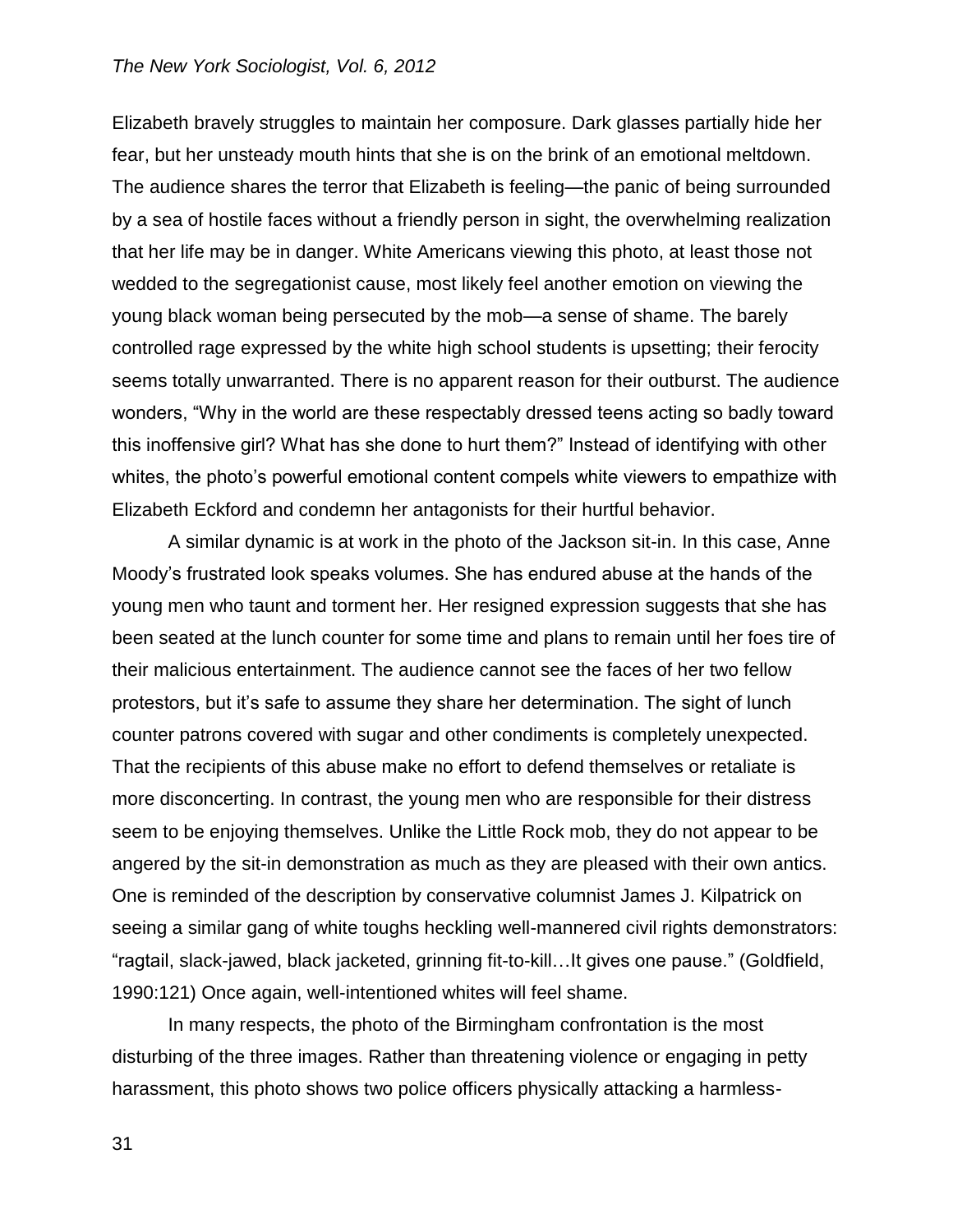Elizabeth bravely struggles to maintain her composure. Dark glasses partially hide her fear, but her unsteady mouth hints that she is on the brink of an emotional meltdown. The audience shares the terror that Elizabeth is feeling—the panic of being surrounded by a sea of hostile faces without a friendly person in sight, the overwhelming realization that her life may be in danger. White Americans viewing this photo, at least those not wedded to the segregationist cause, most likely feel another emotion on viewing the young black woman being persecuted by the mob—a sense of shame. The barely controlled rage expressed by the white high school students is upsetting; their ferocity seems totally unwarranted. There is no apparent reason for their outburst. The audience wonders, "Why in the world are these respectably dressed teens acting so badly toward this inoffensive girl? What has she done to hurt them?" Instead of identifying with other whites, the photo's powerful emotional content compels white viewers to empathize with Elizabeth Eckford and condemn her antagonists for their hurtful behavior.

A similar dynamic is at work in the photo of the Jackson sit-in. In this case, Anne Moody's frustrated look speaks volumes. She has endured abuse at the hands of the young men who taunt and torment her. Her resigned expression suggests that she has been seated at the lunch counter for some time and plans to remain until her foes tire of their malicious entertainment. The audience cannot see the faces of her two fellow protestors, but it's safe to assume they share her determination. The sight of lunch counter patrons covered with sugar and other condiments is completely unexpected. That the recipients of this abuse make no effort to defend themselves or retaliate is more disconcerting. In contrast, the young men who are responsible for their distress seem to be enjoying themselves. Unlike the Little Rock mob, they do not appear to be angered by the sit-in demonstration as much as they are pleased with their own antics. One is reminded of the description by conservative columnist James J. Kilpatrick on seeing a similar gang of white toughs heckling well-mannered civil rights demonstrators: "ragtail, slack-jawed, black jacketed, grinning fit-to-kill…It gives one pause." (Goldfield, 1990:121) Once again, well-intentioned whites will feel shame.

In many respects, the photo of the Birmingham confrontation is the most disturbing of the three images. Rather than threatening violence or engaging in petty harassment, this photo shows two police officers physically attacking a harmless-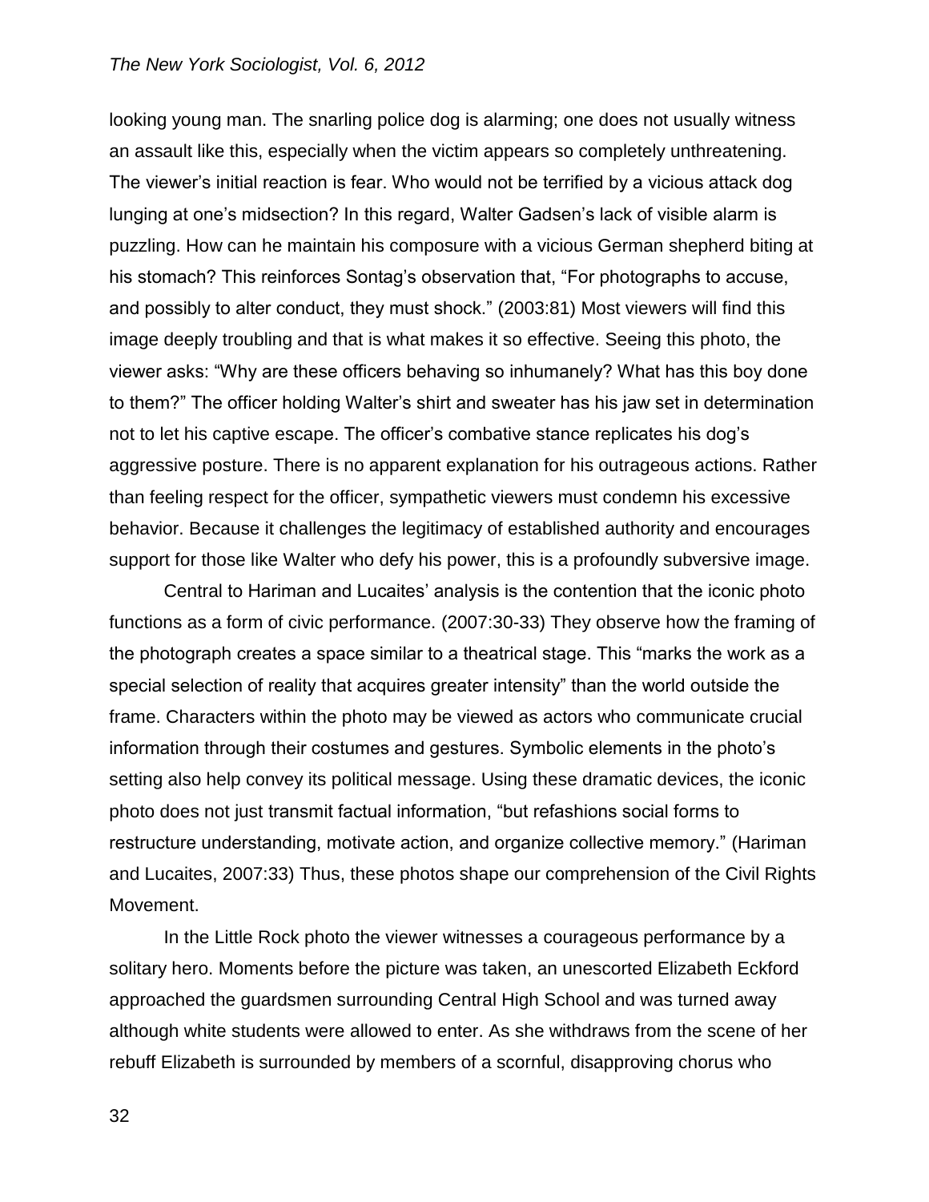looking young man. The snarling police dog is alarming; one does not usually witness an assault like this, especially when the victim appears so completely unthreatening. The viewer's initial reaction is fear. Who would not be terrified by a vicious attack dog lunging at one's midsection? In this regard, Walter Gadsen's lack of visible alarm is puzzling. How can he maintain his composure with a vicious German shepherd biting at his stomach? This reinforces Sontag's observation that, "For photographs to accuse, and possibly to alter conduct, they must shock." (2003:81) Most viewers will find this image deeply troubling and that is what makes it so effective. Seeing this photo, the viewer asks: "Why are these officers behaving so inhumanely? What has this boy done to them?" The officer holding Walter's shirt and sweater has his jaw set in determination not to let his captive escape. The officer's combative stance replicates his dog's aggressive posture. There is no apparent explanation for his outrageous actions. Rather than feeling respect for the officer, sympathetic viewers must condemn his excessive behavior. Because it challenges the legitimacy of established authority and encourages support for those like Walter who defy his power, this is a profoundly subversive image.

Central to Hariman and Lucaites' analysis is the contention that the iconic photo functions as a form of civic performance. (2007:30-33) They observe how the framing of the photograph creates a space similar to a theatrical stage. This "marks the work as a special selection of reality that acquires greater intensity" than the world outside the frame. Characters within the photo may be viewed as actors who communicate crucial information through their costumes and gestures. Symbolic elements in the photo's setting also help convey its political message. Using these dramatic devices, the iconic photo does not just transmit factual information, "but refashions social forms to restructure understanding, motivate action, and organize collective memory." (Hariman and Lucaites, 2007:33) Thus, these photos shape our comprehension of the Civil Rights Movement.

In the Little Rock photo the viewer witnesses a courageous performance by a solitary hero. Moments before the picture was taken, an unescorted Elizabeth Eckford approached the guardsmen surrounding Central High School and was turned away although white students were allowed to enter. As she withdraws from the scene of her rebuff Elizabeth is surrounded by members of a scornful, disapproving chorus who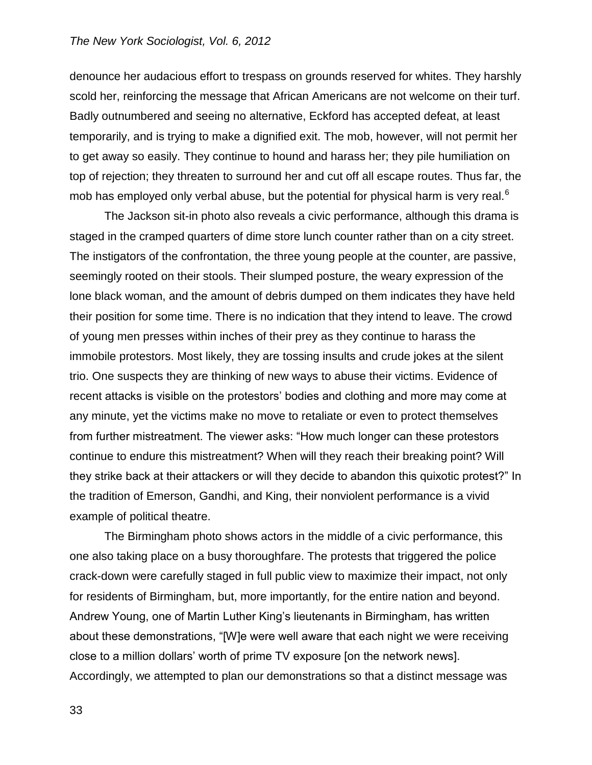denounce her audacious effort to trespass on grounds reserved for whites. They harshly scold her, reinforcing the message that African Americans are not welcome on their turf. Badly outnumbered and seeing no alternative, Eckford has accepted defeat, at least temporarily, and is trying to make a dignified exit. The mob, however, will not permit her to get away so easily. They continue to hound and harass her; they pile humiliation on top of rejection; they threaten to surround her and cut off all escape routes. Thus far, the mob has employed only verbal abuse, but the potential for physical harm is very real.[6]

The Jackson sit-in photo also reveals a civic performance, although this drama is staged in the cramped quarters of dime store lunch counter rather than on a city street. The instigators of the confrontation, the three young people at the counter, are passive, seemingly rooted on their stools. Their slumped posture, the weary expression of the lone black woman, and the amount of debris dumped on them indicates they have held their position for some time. There is no indication that they intend to leave. The crowd of young men presses within inches of their prey as they continue to harass the immobile protestors. Most likely, they are tossing insults and crude jokes at the silent trio. One suspects they are thinking of new ways to abuse their victims. Evidence of recent attacks is visible on the protestors' bodies and clothing and more may come at any minute, yet the victims make no move to retaliate or even to protect themselves from further mistreatment. The viewer asks: "How much longer can these protestors continue to endure this mistreatment? When will they reach their breaking point? Will they strike back at their attackers or will they decide to abandon this quixotic protest?" In the tradition of Emerson, Gandhi, and King, their nonviolent performance is a vivid example of political theatre.

The Birmingham photo shows actors in the middle of a civic performance, this one also taking place on a busy thoroughfare. The protests that triggered the police crack-down were carefully staged in full public view to maximize their impact, not only for residents of Birmingham, but, more importantly, for the entire nation and beyond. Andrew Young, one of Martin Luther King's lieutenants in Birmingham, has written about these demonstrations, "[W]e were well aware that each night we were receiving close to a million dollars' worth of prime TV exposure [on the network news]. Accordingly, we attempted to plan our demonstrations so that a distinct message was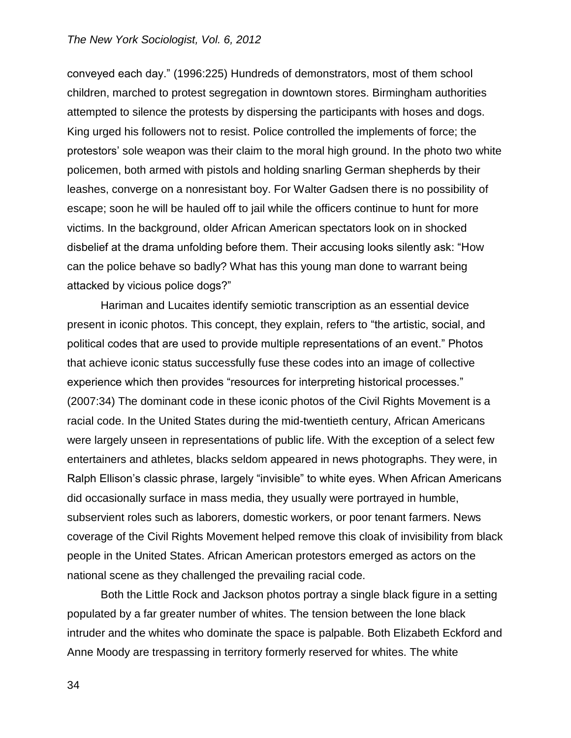conveyed each day." (1996:225) Hundreds of demonstrators, most of them school children, marched to protest segregation in downtown stores. Birmingham authorities attempted to silence the protests by dispersing the participants with hoses and dogs. King urged his followers not to resist. Police controlled the implements of force; the protestors' sole weapon was their claim to the moral high ground. In the photo two white policemen, both armed with pistols and holding snarling German shepherds by their leashes, converge on a nonresistant boy. For Walter Gadsen there is no possibility of escape; soon he will be hauled off to jail while the officers continue to hunt for more victims. In the background, older African American spectators look on in shocked disbelief at the drama unfolding before them. Their accusing looks silently ask: "How can the police behave so badly? What has this young man done to warrant being attacked by vicious police dogs?"

Hariman and Lucaites identify semiotic transcription as an essential device present in iconic photos. This concept, they explain, refers to "the artistic, social, and political codes that are used to provide multiple representations of an event." Photos that achieve iconic status successfully fuse these codes into an image of collective experience which then provides "resources for interpreting historical processes." (2007:34) The dominant code in these iconic photos of the Civil Rights Movement is a racial code. In the United States during the mid-twentieth century, African Americans were largely unseen in representations of public life. With the exception of a select few entertainers and athletes, blacks seldom appeared in news photographs. They were, in Ralph Ellison's classic phrase, largely "invisible" to white eyes. When African Americans did occasionally surface in mass media, they usually were portrayed in humble, subservient roles such as laborers, domestic workers, or poor tenant farmers. News coverage of the Civil Rights Movement helped remove this cloak of invisibility from black people in the United States. African American protestors emerged as actors on the national scene as they challenged the prevailing racial code.

Both the Little Rock and Jackson photos portray a single black figure in a setting populated by a far greater number of whites. The tension between the lone black intruder and the whites who dominate the space is palpable. Both Elizabeth Eckford and Anne Moody are trespassing in territory formerly reserved for whites. The white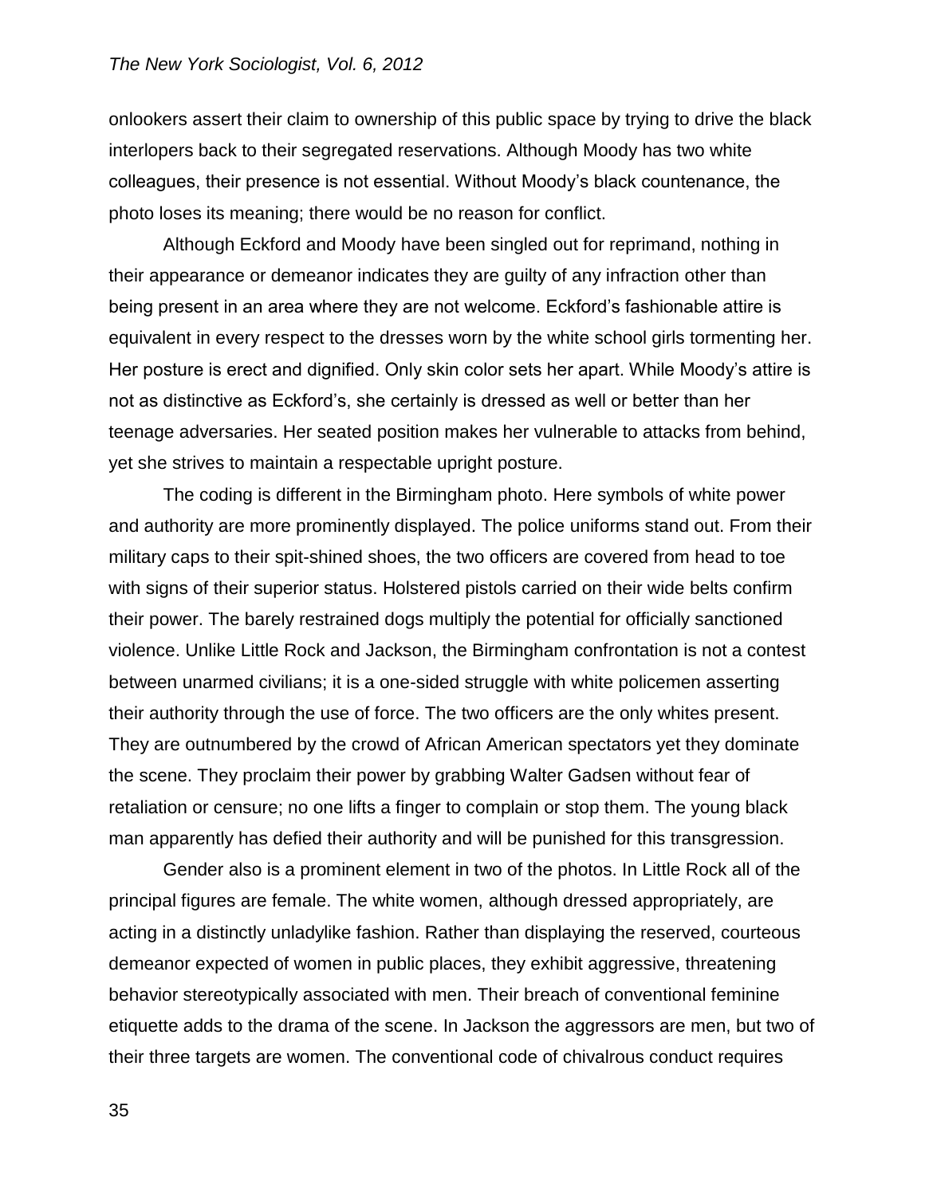onlookers assert their claim to ownership of this public space by trying to drive the black interlopers back to their segregated reservations. Although Moody has two white colleagues, their presence is not essential. Without Moody's black countenance, the photo loses its meaning; there would be no reason for conflict.

Although Eckford and Moody have been singled out for reprimand, nothing in their appearance or demeanor indicates they are guilty of any infraction other than being present in an area where they are not welcome. Eckford's fashionable attire is equivalent in every respect to the dresses worn by the white school girls tormenting her. Her posture is erect and dignified. Only skin color sets her apart. While Moody's attire is not as distinctive as Eckford's, she certainly is dressed as well or better than her teenage adversaries. Her seated position makes her vulnerable to attacks from behind, yet she strives to maintain a respectable upright posture.

The coding is different in the Birmingham photo. Here symbols of white power and authority are more prominently displayed. The police uniforms stand out. From their military caps to their spit-shined shoes, the two officers are covered from head to toe with signs of their superior status. Holstered pistols carried on their wide belts confirm their power. The barely restrained dogs multiply the potential for officially sanctioned violence. Unlike Little Rock and Jackson, the Birmingham confrontation is not a contest between unarmed civilians; it is a one-sided struggle with white policemen asserting their authority through the use of force. The two officers are the only whites present. They are outnumbered by the crowd of African American spectators yet they dominate the scene. They proclaim their power by grabbing Walter Gadsen without fear of retaliation or censure; no one lifts a finger to complain or stop them. The young black man apparently has defied their authority and will be punished for this transgression.

Gender also is a prominent element in two of the photos. In Little Rock all of the principal figures are female. The white women, although dressed appropriately, are acting in a distinctly unladylike fashion. Rather than displaying the reserved, courteous demeanor expected of women in public places, they exhibit aggressive, threatening behavior stereotypically associated with men. Their breach of conventional feminine etiquette adds to the drama of the scene. In Jackson the aggressors are men, but two of their three targets are women. The conventional code of chivalrous conduct requires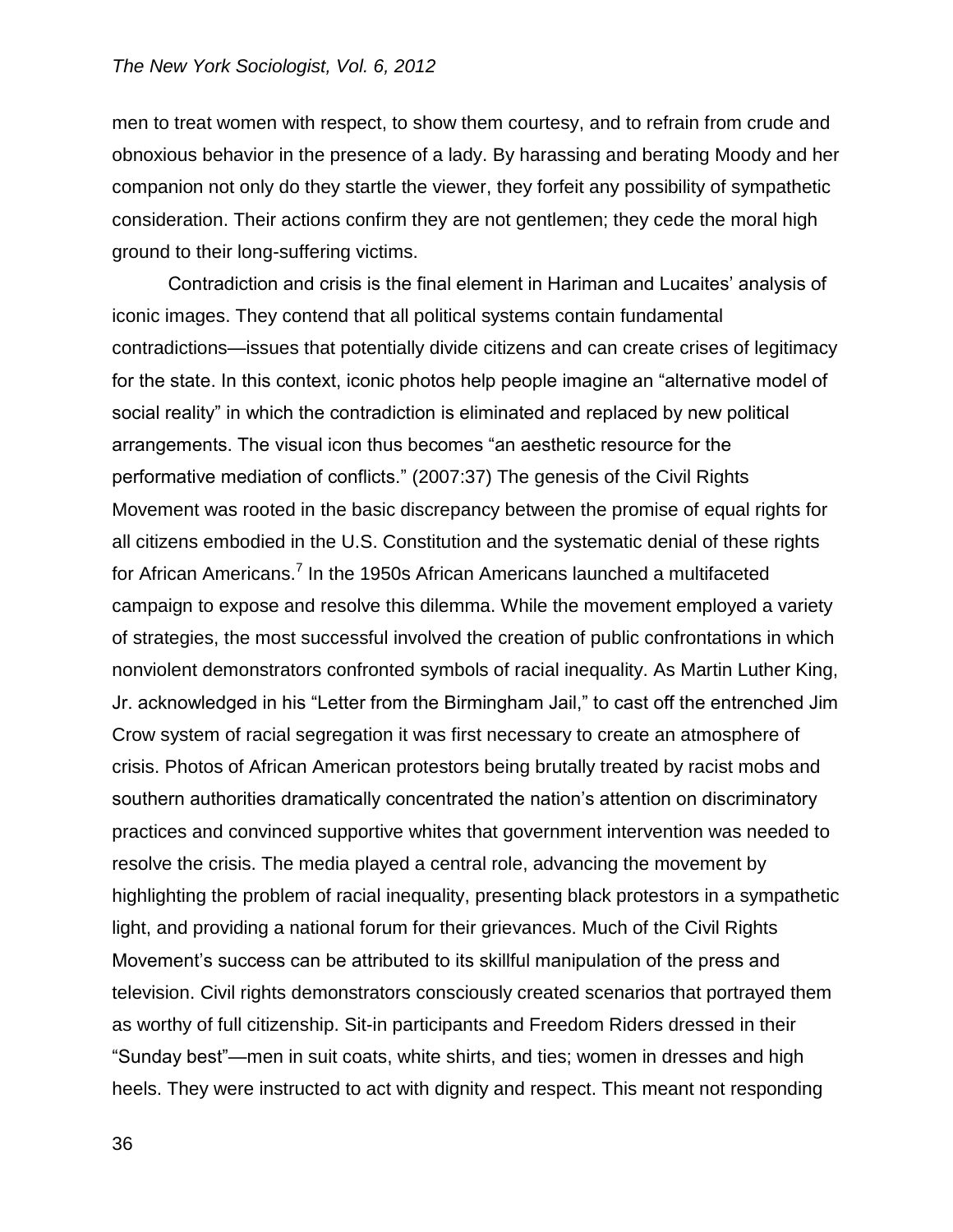men to treat women with respect, to show them courtesy, and to refrain from crude and obnoxious behavior in the presence of a lady. By harassing and berating Moody and her companion not only do they startle the viewer, they forfeit any possibility of sympathetic consideration. Their actions confirm they are not gentlemen; they cede the moral high ground to their long-suffering victims.

Contradiction and crisis is the final element in Hariman and Lucaites' analysis of iconic images. They contend that all political systems contain fundamental contradictions—issues that potentially divide citizens and can create crises of legitimacy for the state. In this context, iconic photos help people imagine an "alternative model of social reality" in which the contradiction is eliminated and replaced by new political arrangements. The visual icon thus becomes "an aesthetic resource for the performative mediation of conflicts." (2007:37) The genesis of the Civil Rights Movement was rooted in the basic discrepancy between the promise of equal rights for all citizens embodied in the U.S. Constitution and the systematic denial of these rights for African Americans.[7] In the 1950s African Americans launched a multifaceted campaign to expose and resolve this dilemma. While the movement employed a variety of strategies, the most successful involved the creation of public confrontations in which nonviolent demonstrators confronted symbols of racial inequality. As Martin Luther King, Jr. acknowledged in his "Letter from the Birmingham Jail," to cast off the entrenched Jim Crow system of racial segregation it was first necessary to create an atmosphere of crisis. Photos of African American protestors being brutally treated by racist mobs and southern authorities dramatically concentrated the nation's attention on discriminatory practices and convinced supportive whites that government intervention was needed to resolve the crisis. The media played a central role, advancing the movement by highlighting the problem of racial inequality, presenting black protestors in a sympathetic light, and providing a national forum for their grievances. Much of the Civil Rights Movement's success can be attributed to its skillful manipulation of the press and television. Civil rights demonstrators consciously created scenarios that portrayed them as worthy of full citizenship. Sit-in participants and Freedom Riders dressed in their "Sunday best"—men in suit coats, white shirts, and ties; women in dresses and high heels. They were instructed to act with dignity and respect. This meant not responding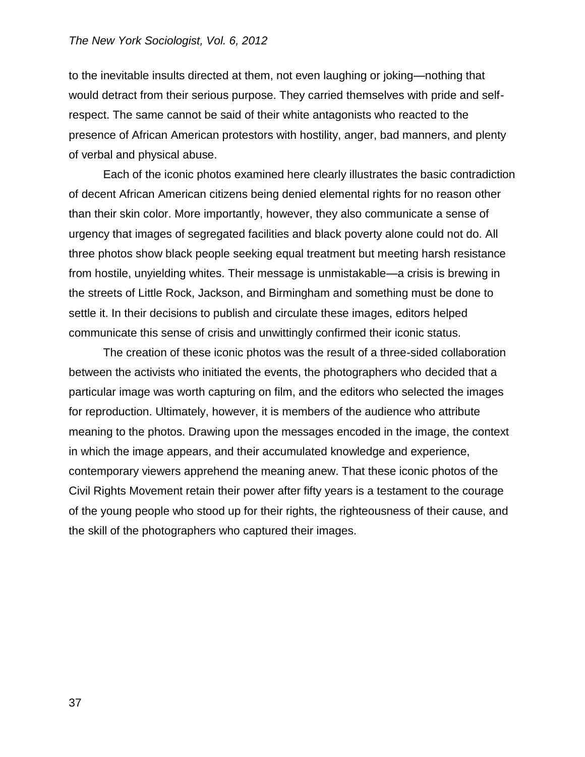to the inevitable insults directed at them, not even laughing or joking—nothing that would detract from their serious purpose. They carried themselves with pride and self-respect. The same cannot be said of their white antagonists who reacted to the presence of African American protestors with hostility, anger, bad manners, and plenty of verbal and physical abuse.

Each of the iconic photos examined here clearly illustrates the basic contradiction of decent African American citizens being denied elemental rights for no reason other than their skin color. More importantly, however, they also communicate a sense of urgency that images of segregated facilities and black poverty alone could not do. All three photos show black people seeking equal treatment but meeting harsh resistance from hostile, unyielding whites. Their message is unmistakable—a crisis is brewing in the streets of Little Rock, Jackson, and Birmingham and something must be done to settle it. In their decisions to publish and circulate these images, editors helped communicate this sense of crisis and unwittingly confirmed their iconic status.

The creation of these iconic photos was the result of a three-sided collaboration between the activists who initiated the events, the photographers who decided that a particular image was worth capturing on film, and the editors who selected the images for reproduction. Ultimately, however, it is members of the audience who attribute meaning to the photos. Drawing upon the messages encoded in the image, the context in which the image appears, and their accumulated knowledge and experience, contemporary viewers apprehend the meaning anew. That these iconic photos of the Civil Rights Movement retain their power after fifty years is a testament to the courage of the young people who stood up for their rights, the righteousness of their cause, and the skill of the photographers who captured their images.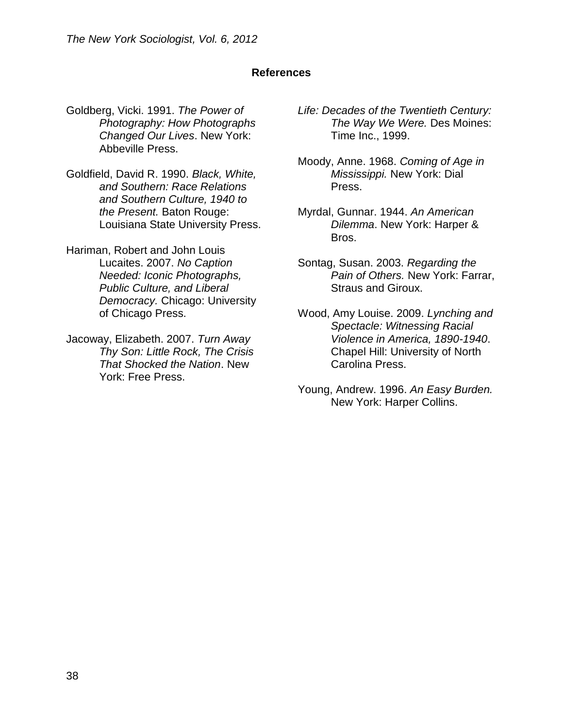**References**

Goldberg, Vicki. 1991. *The Power of Photography: How Photographs Changed Our Lives*. New York: Abbeville Press.

Goldfield, David R. 1990. *Black, White, and Southern: Race Relations and Southern Culture, 1940 to the Present.* Baton Rouge: Louisiana State University Press.

Hariman, Robert and John Louis Lucaites. 2007. *No Caption Needed: Iconic Photographs, Public Culture, and Liberal Democracy.* Chicago: University of Chicago Press.

Jacoway, Elizabeth. 2007. *Turn Away Thy Son: Little Rock, The Crisis That Shocked the Nation*. New York: Free Press.

*Life: Decades of the Twentieth Century: The Way We Were.* Des Moines: Time Inc., 1999.

Moody, Anne. 1968. *Coming of Age in Mississippi.* New York: Dial Press.

Myrdal, Gunnar. 1944. *An American Dilemma*. New York: Harper & Bros.

Sontag, Susan. 2003. *Regarding the Pain of Others.* New York: Farrar, Straus and Giroux.

Wood, Amy Louise. 2009. *Lynching and Spectacle: Witnessing Racial Violence in America, 1890-1940*. Chapel Hill: University of North Carolina Press.

Young, Andrew. 1996. *An Easy Burden.* New York: Harper Collins.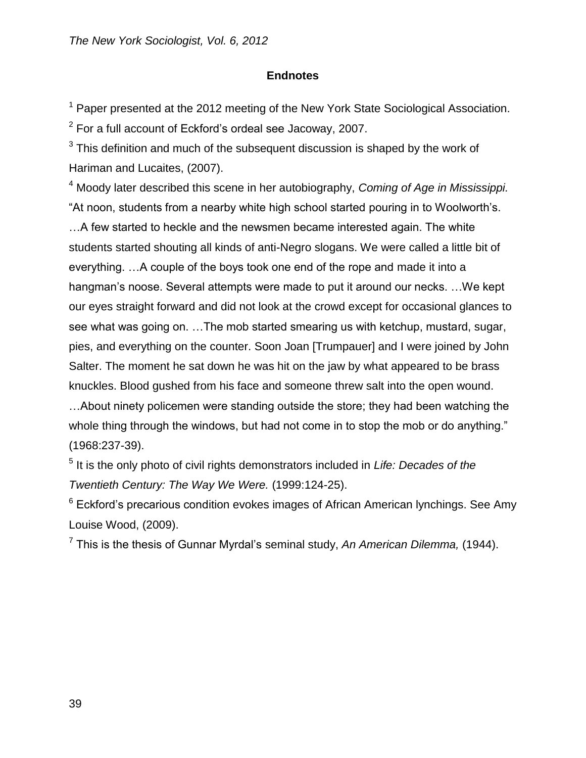## Endnotes

[1] Paper presented at the 2012 meeting of the New York State Sociological Association.

[2] For a full account of Eckford's ordeal see Jacoway, 2007.

[3] This definition and much of the subsequent discussion is shaped by the work of Hariman and Lucaites, (2007).

[4] Moody later described this scene in her autobiography, *Coming of Age in Mississippi.* "At noon, students from a nearby white high school started pouring in to Woolworth's. …A few started to heckle and the newsmen became interested again. The white students started shouting all kinds of anti-Negro slogans. We were called a little bit of everything. …A couple of the boys took one end of the rope and made it into a hangman's noose. Several attempts were made to put it around our necks. …We kept our eyes straight forward and did not look at the crowd except for occasional glances to see what was going on. …The mob started smearing us with ketchup, mustard, sugar, pies, and everything on the counter. Soon Joan [Trumpauer] and I were joined by John Salter. The moment he sat down he was hit on the jaw by what appeared to be brass knuckles. Blood gushed from his face and someone threw salt into the open wound. …About ninety policemen were standing outside the store; they had been watching the whole thing through the windows, but had not come in to stop the mob or do anything." (1968:237-39).

[5] It is the only photo of civil rights demonstrators included in *Life: Decades of the Twentieth Century: The Way We Were.* (1999:124-25).

[6] Eckford's precarious condition evokes images of African American lynchings. See Amy Louise Wood, (2009).

[7] This is the thesis of Gunnar Myrdal's seminal study, *An American Dilemma,* (1944).